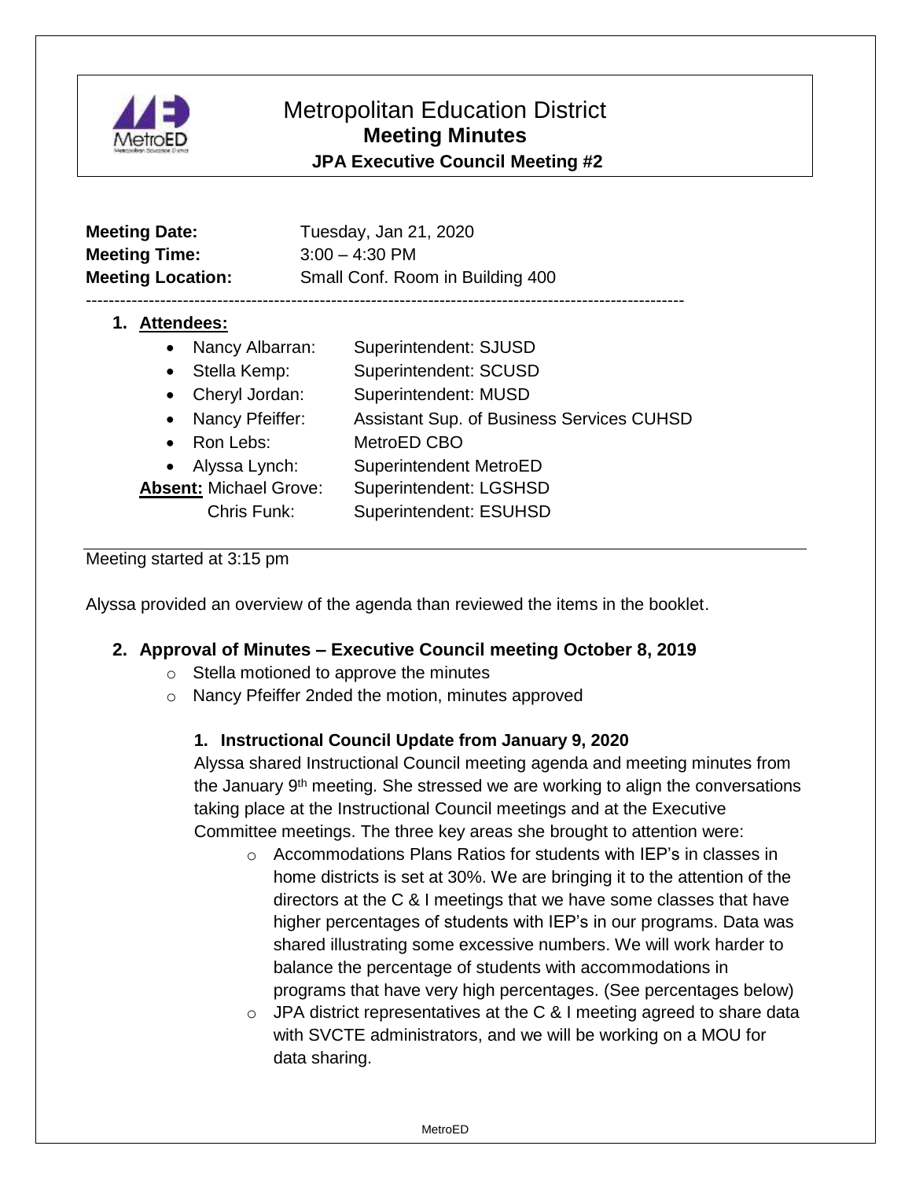# Metropolitan Education District

## Meeting Minutes

### JPA Executive Council Meeting #2

**Meeting Date:** Tuesday, Jan 21, 2020
**Meeting Time:** 3:00 – 4:30 PM
**Meeting Location:** Small Conf. Room in Building 400

---

1. **Attendees:**
   - Nancy Albarran: Superintendent: SJUSD
   - Stella Kemp: Superintendent: SCUSD
   - Cheryl Jordan: Superintendent: MUSD
   - Nancy Pfeiffer: Assistant Sup. of Business Services CUHSD
   - Ron Lebs: MetroED CBO
   - Alyssa Lynch: Superintendent MetroED

   **Absent:** Michael Grove: Superintendent: LGSHSD
   Chris Funk: Superintendent: ESUHSD

---

Meeting started at 3:15 pm

Alyssa provided an overview of the agenda than reviewed the items in the booklet.

2. **Approval of Minutes – Executive Council meeting October 8, 2019**
   - Stella motioned to approve the minutes
   - Nancy Pfeiffer 2nded the motion, minutes approved

   1. **Instructional Council Update from January 9, 2020**

      Alyssa shared Instructional Council meeting agenda and meeting minutes from the January 9th meeting. She stressed we are working to align the conversations taking place at the Instructional Council meetings and at the Executive Committee meetings. The three key areas she brought to attention were:

      - Accommodations Plans Ratios for students with IEP's in classes in home districts is set at 30%. We are bringing it to the attention of the directors at the C & I meetings that we have some classes that have higher percentages of students with IEP's in our programs. Data was shared illustrating some excessive numbers. We will work harder to balance the percentage of students with accommodations in programs that have very high percentages. (See percentages below)
      - JPA district representatives at the C & I meeting agreed to share data with SVCTE administrators, and we will be working on a MOU for data sharing.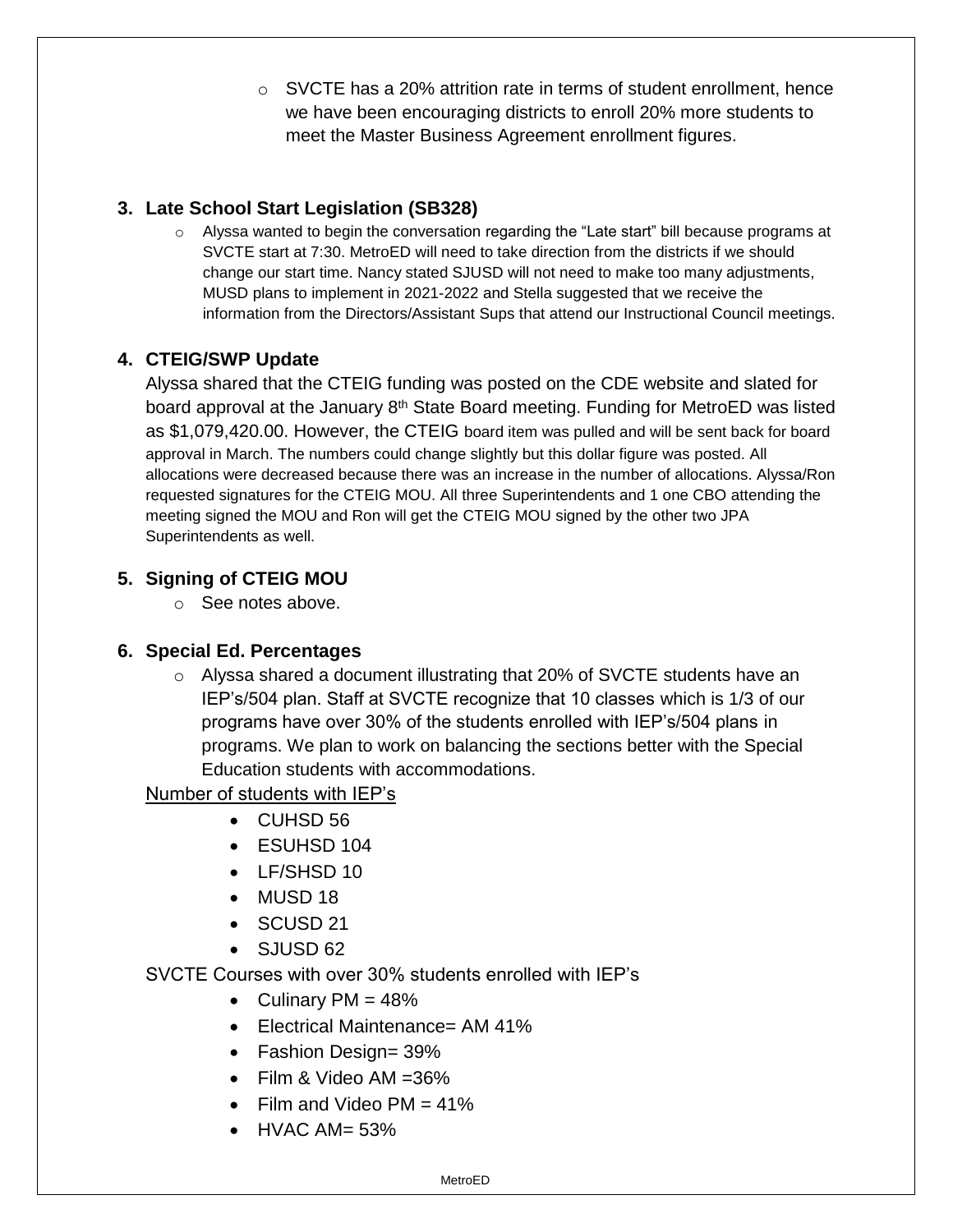- SVCTE has a 20% attrition rate in terms of student enrollment, hence we have been encouraging districts to enroll 20% more students to meet the Master Business Agreement enrollment figures.

### 3. Late School Start Legislation (SB328)

- Alyssa wanted to begin the conversation regarding the "Late start" bill because programs at SVCTE start at 7:30. MetroED will need to take direction from the districts if we should change our start time. Nancy stated SJUSD will not need to make too many adjustments, MUSD plans to implement in 2021-2022 and Stella suggested that we receive the information from the Directors/Assistant Sups that attend our Instructional Council meetings.

### 4. CTEIG/SWP Update

Alyssa shared that the CTEIG funding was posted on the CDE website and slated for board approval at the January 8th State Board meeting. Funding for MetroED was listed as $1,079,420.00. However, the CTEIG board item was pulled and will be sent back for board approval in March. The numbers could change slightly but this dollar figure was posted. All allocations were decreased because there was an increase in the number of allocations. Alyssa/Ron requested signatures for the CTEIG MOU. All three Superintendents and 1 one CBO attending the meeting signed the MOU and Ron will get the CTEIG MOU signed by the other two JPA Superintendents as well.

### 5. Signing of CTEIG MOU

- See notes above.

### 6. Special Ed. Percentages

- Alyssa shared a document illustrating that 20% of SVCTE students have an IEP's/504 plan. Staff at SVCTE recognize that 10 classes which is 1/3 of our programs have over 30% of the students enrolled with IEP's/504 plans in programs. We plan to work on balancing the sections better with the Special Education students with accommodations.

Number of students with IEP's

- CUHSD 56
- ESUHSD 104
- LF/SHSD 10
- MUSD 18
- SCUSD 21
- SJUSD 62

SVCTE Courses with over 30% students enrolled with IEP's

- Culinary PM = 48%
- Electrical Maintenance= AM 41%
- Fashion Design= 39%
- Film & Video AM =36%
- Film and Video PM = 41%
- HVAC AM= 53%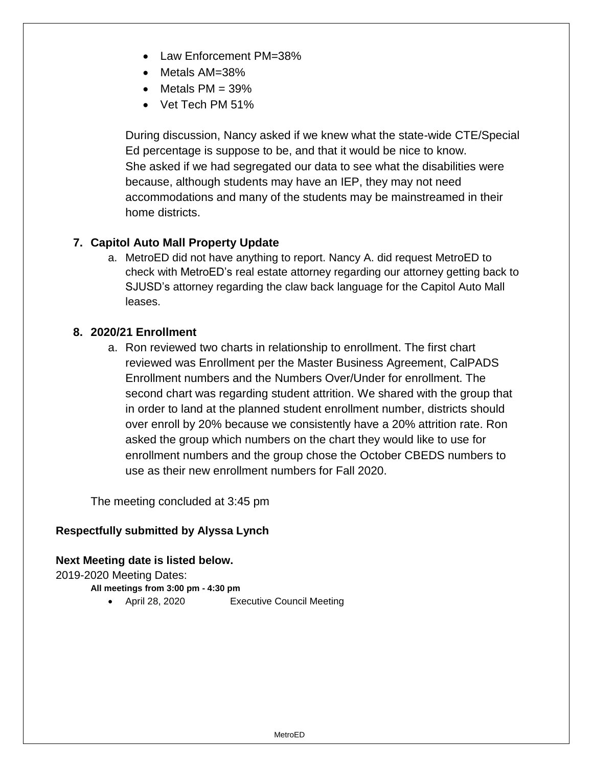- Law Enforcement PM=38%
- Metals AM=38%
- Metals PM = 39%
- Vet Tech PM 51%

During discussion, Nancy asked if we knew what the state-wide CTE/Special Ed percentage is suppose to be, and that it would be nice to know. She asked if we had segregated our data to see what the disabilities were because, although students may have an IEP, they may not need accommodations and many of the students may be mainstreamed in their home districts.

## 7. Capitol Auto Mall Property Update

a. MetroED did not have anything to report. Nancy A. did request MetroED to check with MetroED's real estate attorney regarding our attorney getting back to SJUSD's attorney regarding the claw back language for the Capitol Auto Mall leases.

## 8. 2020/21 Enrollment

a. Ron reviewed two charts in relationship to enrollment. The first chart reviewed was Enrollment per the Master Business Agreement, CalPADS Enrollment numbers and the Numbers Over/Under for enrollment. The second chart was regarding student attrition. We shared with the group that in order to land at the planned student enrollment number, districts should over enroll by 20% because we consistently have a 20% attrition rate. Ron asked the group which numbers on the chart they would like to use for enrollment numbers and the group chose the October CBEDS numbers to use as their new enrollment numbers for Fall 2020.

The meeting concluded at 3:45 pm

**Respectfully submitted by Alyssa Lynch**

**Next Meeting date is listed below.**

2019-2020 Meeting Dates:

**All meetings from 3:00 pm - 4:30 pm**

- April 28, 2020 Executive Council Meeting